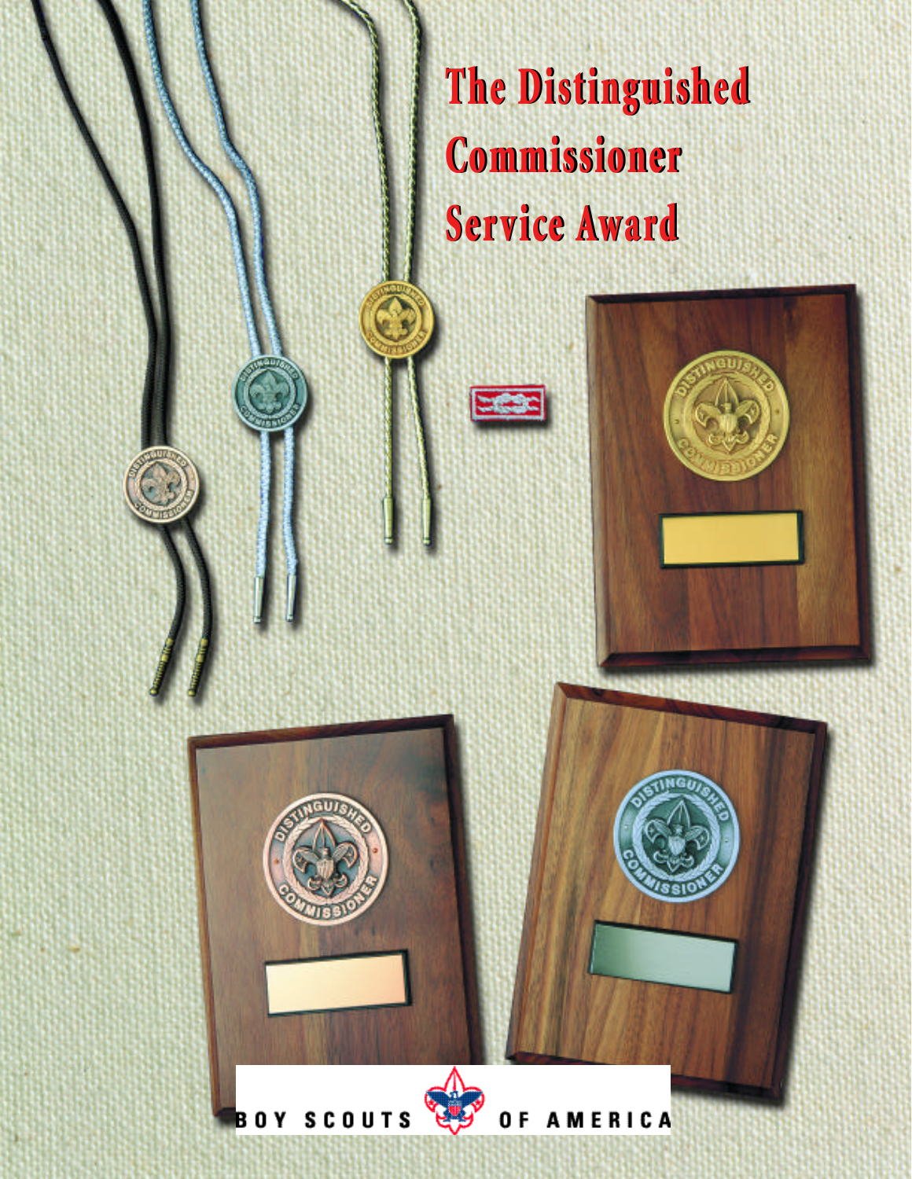# The Distinguished Commissioner Service Award

BOY SCOUTS OF AMERICA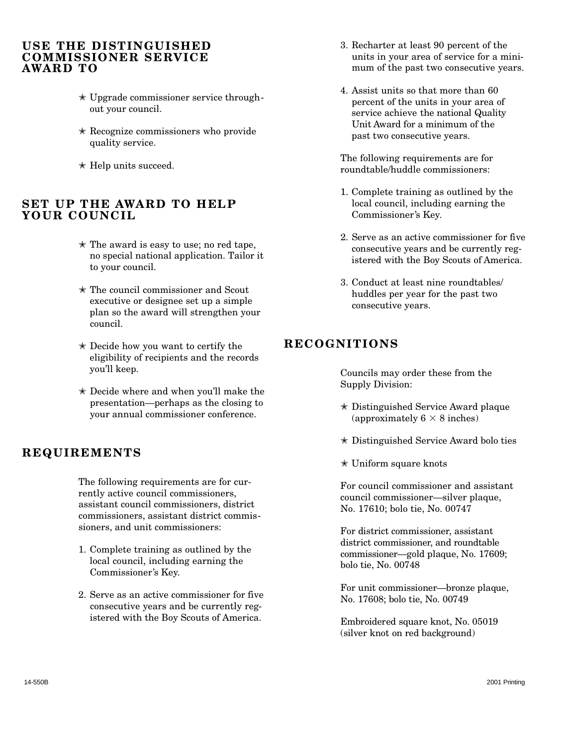## USE THE DISTINGUISHED COMMISSIONER SERVICE AWARD TO

- ✭ Upgrade commissioner service throughout your council.
- ✭ Recognize commissioners who provide quality service.
- ✭ Help units succeed.

## SET UP THE AWARD TO HELP YOUR COUNCIL

- ✭ The award is easy to use; no red tape, no special national application. Tailor it to your council.
- ✭ The council commissioner and Scout executive or designee set up a simple plan so the award will strengthen your council.
- ✭ Decide how you want to certify the eligibility of recipients and the records you'll keep.
- ✭ Decide where and when you'll make the presentation—perhaps as the closing to your annual commissioner conference.

## REQUIREMENTS

The following requirements are for currently active council commissioners, assistant council commissioners, district commissioners, assistant district commissioners, and unit commissioners:

1. Complete training as outlined by the local council, including earning the Commissioner's Key.
2. Serve as an active commissioner for five consecutive years and be currently registered with the Boy Scouts of America.
3. Recharter at least 90 percent of the units in your area of service for a minimum of the past two consecutive years.
4. Assist units so that more than 60 percent of the units in your area of service achieve the national Quality Unit Award for a minimum of the past two consecutive years.

The following requirements are for roundtable/huddle commissioners:

1. Complete training as outlined by the local council, including earning the Commissioner's Key.
2. Serve as an active commissioner for five consecutive years and be currently registered with the Boy Scouts of America.
3. Conduct at least nine roundtables/huddles per year for the past two consecutive years.

## RECOGNITIONS

Councils may order these from the Supply Division:

- ✭ Distinguished Service Award plaque (approximately 6 × 8 inches)
- ✭ Distinguished Service Award bolo ties
- ✭ Uniform square knots

For council commissioner and assistant council commissioner—silver plaque, No. 17610; bolo tie, No. 00747

For district commissioner, assistant district commissioner, and roundtable commissioner—gold plaque, No. 17609; bolo tie, No. 00748

For unit commissioner—bronze plaque, No. 17608; bolo tie, No. 00749

Embroidered square knot, No. 05019 (silver knot on red background)

14-550B

2001 Printing